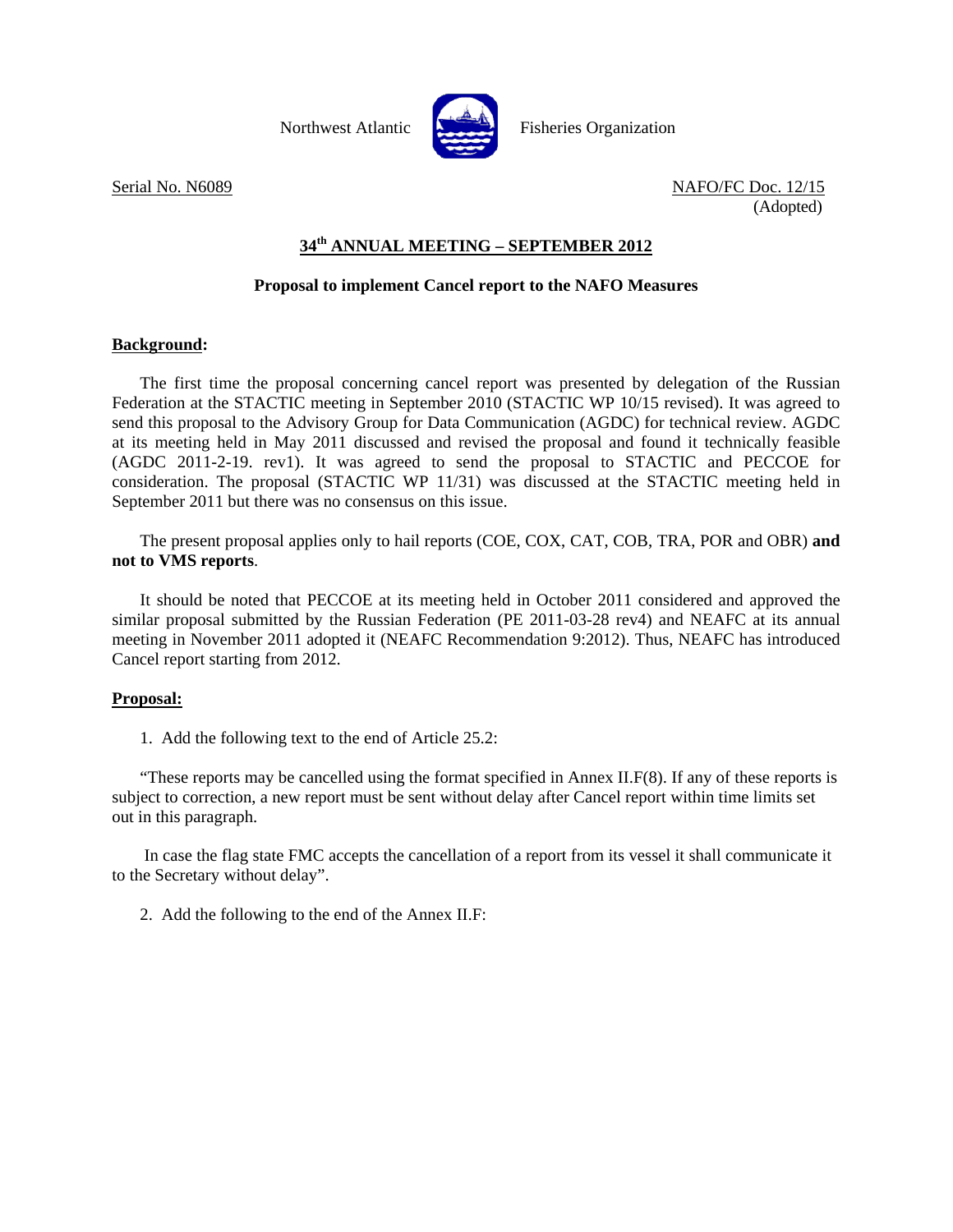Northwest Atlantic Fisheries Organization

Serial No. N6089 NAFO/FC Doc. 12/15
(Adopted)

## 34th ANNUAL MEETING – SEPTEMBER 2012

### Proposal to implement Cancel report to the NAFO Measures

**Background:**

The first time the proposal concerning cancel report was presented by delegation of the Russian Federation at the STACTIC meeting in September 2010 (STACTIC WP 10/15 revised). It was agreed to send this proposal to the Advisory Group for Data Communication (AGDC) for technical review. AGDC at its meeting held in May 2011 discussed and revised the proposal and found it technically feasible (AGDC 2011-2-19. rev1). It was agreed to send the proposal to STACTIC and PECCOE for consideration. The proposal (STACTIC WP 11/31) was discussed at the STACTIC meeting held in September 2011 but there was no consensus on this issue.

The present proposal applies only to hail reports (COE, COX, CAT, COB, TRA, POR and OBR) **and not to VMS reports**.

It should be noted that PECCOE at its meeting held in October 2011 considered and approved the similar proposal submitted by the Russian Federation (PE 2011-03-28 rev4) and NEAFC at its annual meeting in November 2011 adopted it (NEAFC Recommendation 9:2012). Thus, NEAFC has introduced Cancel report starting from 2012.

**Proposal:**

1. Add the following text to the end of Article 25.2:

"These reports may be cancelled using the format specified in Annex II.F(8). If any of these reports is subject to correction, a new report must be sent without delay after Cancel report within time limits set out in this paragraph.

In case the flag state FMC accepts the cancellation of a report from its vessel it shall communicate it to the Secretary without delay".

2. Add the following to the end of the Annex II.F: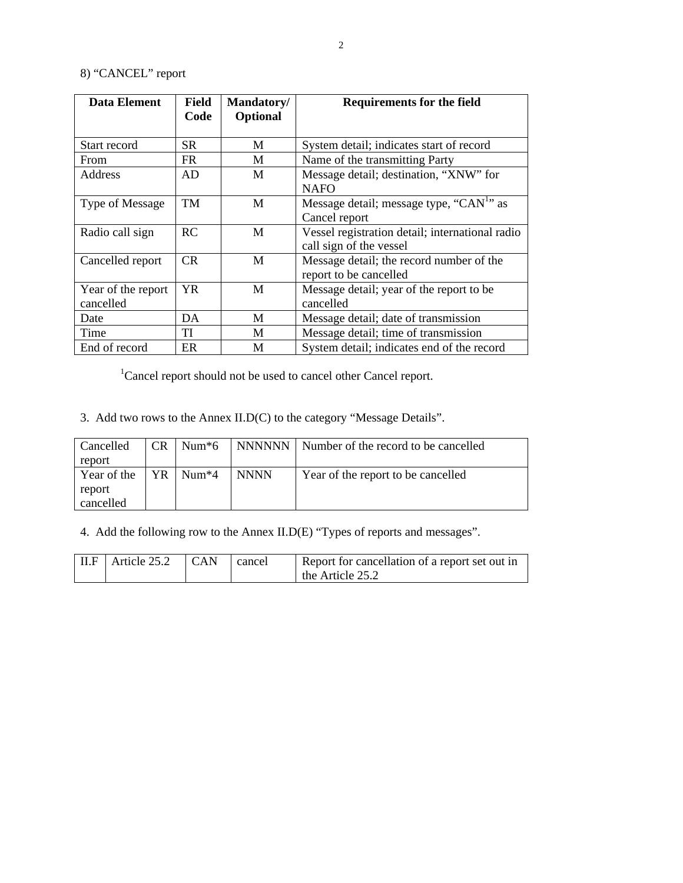8) "CANCEL" report

| Data Element | Field Code | Mandatory/ Optional | Requirements for the field |
|---|---|---|---|
| Start record | SR | M | System detail; indicates start of record |
| From | FR | M | Name of the transmitting Party |
| Address | AD | M | Message detail; destination, "XNW" for NAFO |
| Type of Message | TM | M | Message detail; message type, "CAN[1]" as Cancel report |
| Radio call sign | RC | M | Vessel registration detail; international radio call sign of the vessel |
| Cancelled report | CR | M | Message detail; the record number of the report to be cancelled |
| Year of the report cancelled | YR | M | Message detail; year of the report to be cancelled |
| Date | DA | M | Message detail; date of transmission |
| Time | TI | M | Message detail; time of transmission |
| End of record | ER | M | System detail; indicates end of the record |

[1]Cancel report should not be used to cancel other Cancel report.

3. Add two rows to the Annex II.D(C) to the category "Message Details".

| | | | | |
|---|---|---|---|---|
| Cancelled report | CR | Num*6 | NNNNNN | Number of the record to be cancelled |
| Year of the report cancelled | YR | Num*4 | NNNN | Year of the report to be cancelled |

4. Add the following row to the Annex II.D(E) "Types of reports and messages".

| | | | | |
|---|---|---|---|---|
| II.F | Article 25.2 | CAN | cancel | Report for cancellation of a report set out in the Article 25.2 |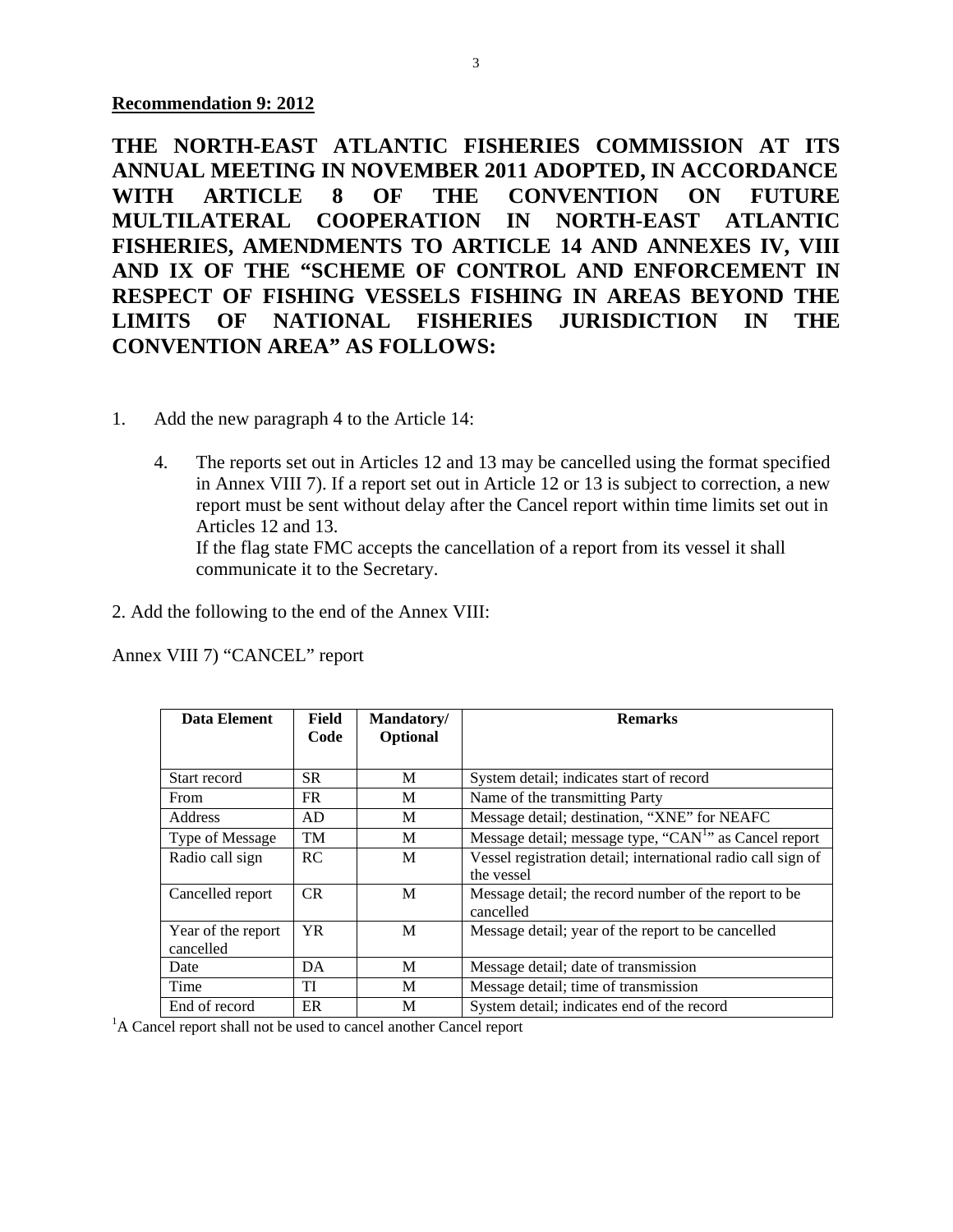**Recommendation 9: 2012**

## THE NORTH-EAST ATLANTIC FISHERIES COMMISSION AT ITS ANNUAL MEETING IN NOVEMBER 2011 ADOPTED, IN ACCORDANCE WITH ARTICLE 8 OF THE CONVENTION ON FUTURE MULTILATERAL COOPERATION IN NORTH-EAST ATLANTIC FISHERIES, AMENDMENTS TO ARTICLE 14 AND ANNEXES IV, VIII AND IX OF THE "SCHEME OF CONTROL AND ENFORCEMENT IN RESPECT OF FISHING VESSELS FISHING IN AREAS BEYOND THE LIMITS OF NATIONAL FISHERIES JURISDICTION IN THE CONVENTION AREA" AS FOLLOWS:

1. Add the new paragraph 4 to the Article 14:

   4. The reports set out in Articles 12 and 13 may be cancelled using the format specified in Annex VIII 7). If a report set out in Article 12 or 13 is subject to correction, a new report must be sent without delay after the Cancel report within time limits set out in Articles 12 and 13.
      If the flag state FMC accepts the cancellation of a report from its vessel it shall communicate it to the Secretary.

2. Add the following to the end of the Annex VIII:

Annex VIII 7) "CANCEL" report

| Data Element | Field Code | Mandatory/ Optional | Remarks |
|---|---|---|---|
| Start record | SR | M | System detail; indicates start of record |
| From | FR | M | Name of the transmitting Party |
| Address | AD | M | Message detail; destination, "XNE" for NEAFC |
| Type of Message | TM | M | Message detail; message type, "CAN[1]" as Cancel report |
| Radio call sign | RC | M | Vessel registration detail; international radio call sign of the vessel |
| Cancelled report | CR | M | Message detail; the record number of the report to be cancelled |
| Year of the report cancelled | YR | M | Message detail; year of the report to be cancelled |
| Date | DA | M | Message detail; date of transmission |
| Time | TI | M | Message detail; time of transmission |
| End of record | ER | M | System detail; indicates end of the record |

[1]A Cancel report shall not be used to cancel another Cancel report